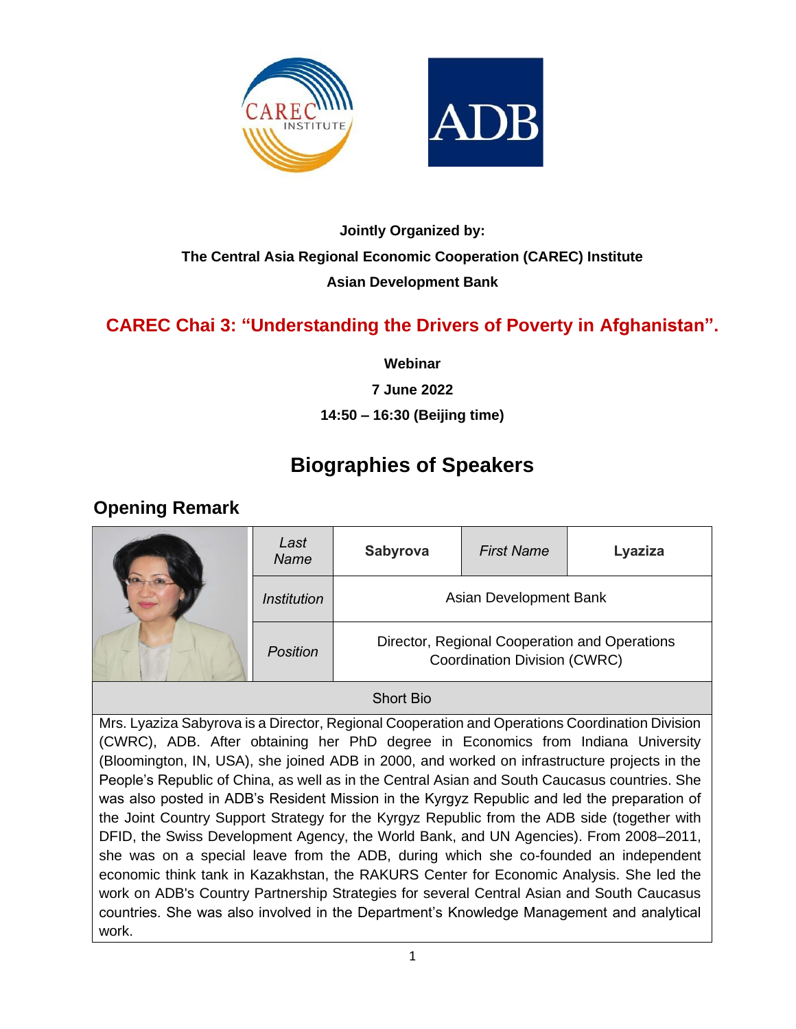**Jointly Organized by:**

**The Central Asia Regional Economic Cooperation (CAREC) Institute**

**Asian Development Bank**

## CAREC Chai 3: "Understanding the Drivers of Poverty in Afghanistan".

**Webinar**

**7 June 2022**

**14:50 – 16:30 (Beijing time)**

# Biographies of Speakers

## Opening Remark

| | *Last Name* | **Sabyrova** | *First Name* | **Lyaziza** |
|---|---|---|---|---|
| | *Institution* | Asian Development Bank | | |
| | *Position* | Director, Regional Cooperation and Operations Coordination Division (CWRC) | | |

**Short Bio**

Mrs. Lyaziza Sabyrova is a Director, Regional Cooperation and Operations Coordination Division (CWRC), ADB. After obtaining her PhD degree in Economics from Indiana University (Bloomington, IN, USA), she joined ADB in 2000, and worked on infrastructure projects in the People's Republic of China, as well as in the Central Asian and South Caucasus countries. She was also posted in ADB's Resident Mission in the Kyrgyz Republic and led the preparation of the Joint Country Support Strategy for the Kyrgyz Republic from the ADB side (together with DFID, the Swiss Development Agency, the World Bank, and UN Agencies). From 2008–2011, she was on a special leave from the ADB, during which she co-founded an independent economic think tank in Kazakhstan, the RAKURS Center for Economic Analysis. She led the work on ADB's Country Partnership Strategies for several Central Asian and South Caucasus countries. She was also involved in the Department's Knowledge Management and analytical work.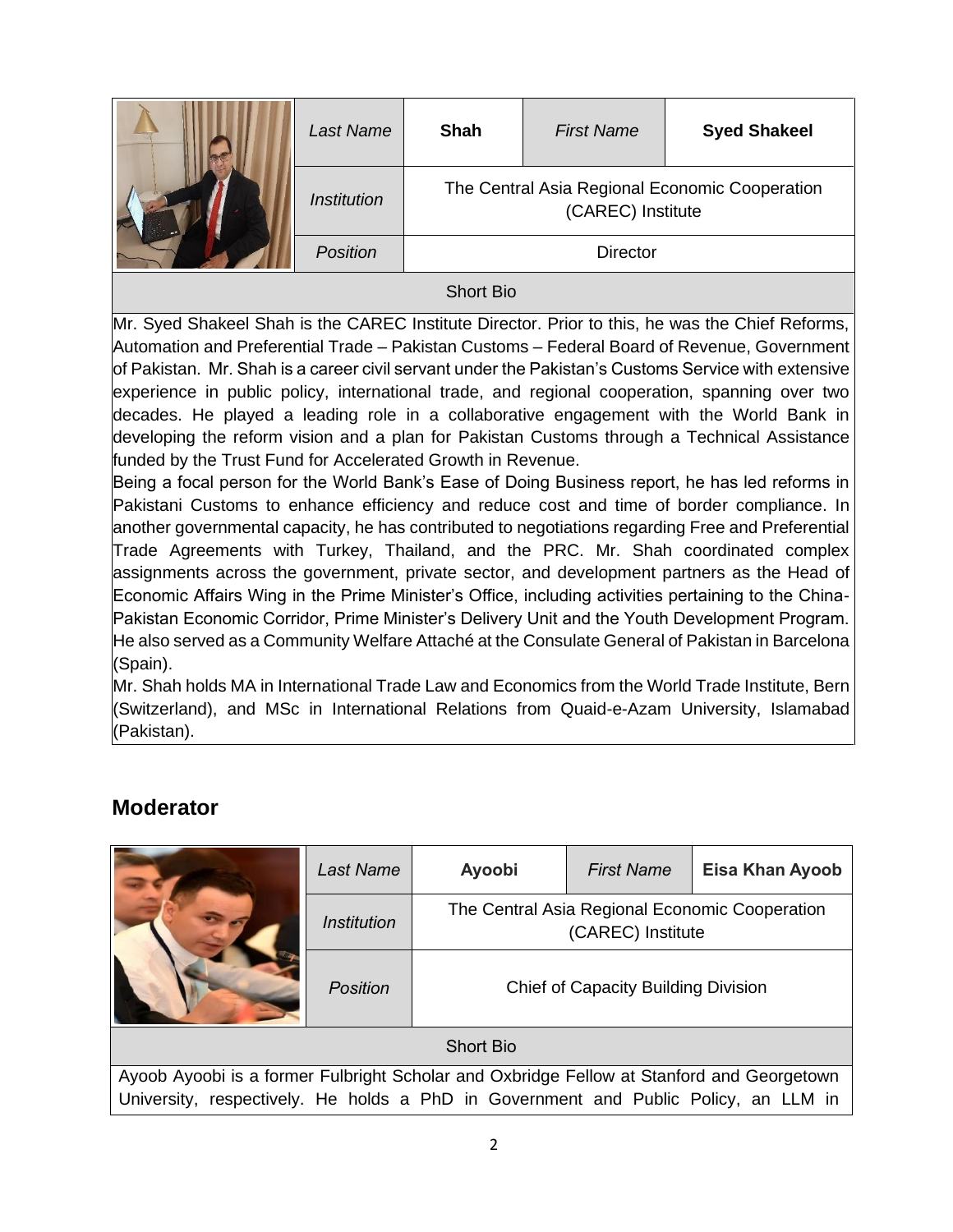| | Last Name | Shah | First Name | Syed Shakeel |
|---|---|---|---|---|
| | Institution | The Central Asia Regional Economic Cooperation (CAREC) Institute | | |
| | Position | Director | | |

**Short Bio**

Mr. Syed Shakeel Shah is the CAREC Institute Director. Prior to this, he was the Chief Reforms, Automation and Preferential Trade – Pakistan Customs – Federal Board of Revenue, Government of Pakistan. Mr. Shah is a career civil servant under the Pakistan's Customs Service with extensive experience in public policy, international trade, and regional cooperation, spanning over two decades. He played a leading role in a collaborative engagement with the World Bank in developing the reform vision and a plan for Pakistan Customs through a Technical Assistance funded by the Trust Fund for Accelerated Growth in Revenue.

Being a focal person for the World Bank's Ease of Doing Business report, he has led reforms in Pakistani Customs to enhance efficiency and reduce cost and time of border compliance. In another governmental capacity, he has contributed to negotiations regarding Free and Preferential Trade Agreements with Turkey, Thailand, and the PRC. Mr. Shah coordinated complex assignments across the government, private sector, and development partners as the Head of Economic Affairs Wing in the Prime Minister's Office, including activities pertaining to the China-Pakistan Economic Corridor, Prime Minister's Delivery Unit and the Youth Development Program. He also served as a Community Welfare Attaché at the Consulate General of Pakistan in Barcelona (Spain).

Mr. Shah holds MA in International Trade Law and Economics from the World Trade Institute, Bern (Switzerland), and MSc in International Relations from Quaid-e-Azam University, Islamabad (Pakistan).

## Moderator

| | Last Name | Ayoobi | First Name | Eisa Khan Ayoob |
|---|---|---|---|---|
| | Institution | The Central Asia Regional Economic Cooperation (CAREC) Institute | | |
| | Position | Chief of Capacity Building Division | | |

**Short Bio**

Ayoob Ayoobi is a former Fulbright Scholar and Oxbridge Fellow at Stanford and Georgetown University, respectively. He holds a PhD in Government and Public Policy, an LLM in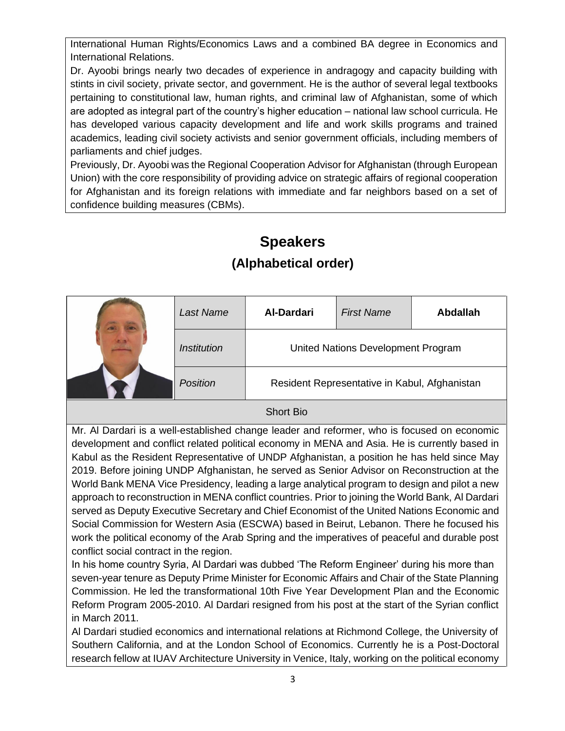International Human Rights/Economics Laws and a combined BA degree in Economics and International Relations.

Dr. Ayoobi brings nearly two decades of experience in andragogy and capacity building with stints in civil society, private sector, and government. He is the author of several legal textbooks pertaining to constitutional law, human rights, and criminal law of Afghanistan, some of which are adopted as integral part of the country's higher education – national law school curricula. He has developed various capacity development and life and work skills programs and trained academics, leading civil society activists and senior government officials, including members of parliaments and chief judges.

Previously, Dr. Ayoobi was the Regional Cooperation Advisor for Afghanistan (through European Union) with the core responsibility of providing advice on strategic affairs of regional cooperation for Afghanistan and its foreign relations with immediate and far neighbors based on a set of confidence building measures (CBMs).

# Speakers

## (Alphabetical order)

| *Last Name* | **Al-Dardari** | *First Name* | **Abdallah** |
|---|---|---|---|
| *Institution* | United Nations Development Program | | |
| *Position* | Resident Representative in Kabul, Afghanistan | | |

**Short Bio**

Mr. Al Dardari is a well-established change leader and reformer, who is focused on economic development and conflict related political economy in MENA and Asia. He is currently based in Kabul as the Resident Representative of UNDP Afghanistan, a position he has held since May 2019. Before joining UNDP Afghanistan, he served as Senior Advisor on Reconstruction at the World Bank MENA Vice Presidency, leading a large analytical program to design and pilot a new approach to reconstruction in MENA conflict countries. Prior to joining the World Bank, Al Dardari served as Deputy Executive Secretary and Chief Economist of the United Nations Economic and Social Commission for Western Asia (ESCWA) based in Beirut, Lebanon. There he focused his work the political economy of the Arab Spring and the imperatives of peaceful and durable post conflict social contract in the region.

In his home country Syria, Al Dardari was dubbed 'The Reform Engineer' during his more than seven-year tenure as Deputy Prime Minister for Economic Affairs and Chair of the State Planning Commission. He led the transformational 10th Five Year Development Plan and the Economic Reform Program 2005-2010. Al Dardari resigned from his post at the start of the Syrian conflict in March 2011.

Al Dardari studied economics and international relations at Richmond College, the University of Southern California, and at the London School of Economics. Currently he is a Post-Doctoral research fellow at IUAV Architecture University in Venice, Italy, working on the political economy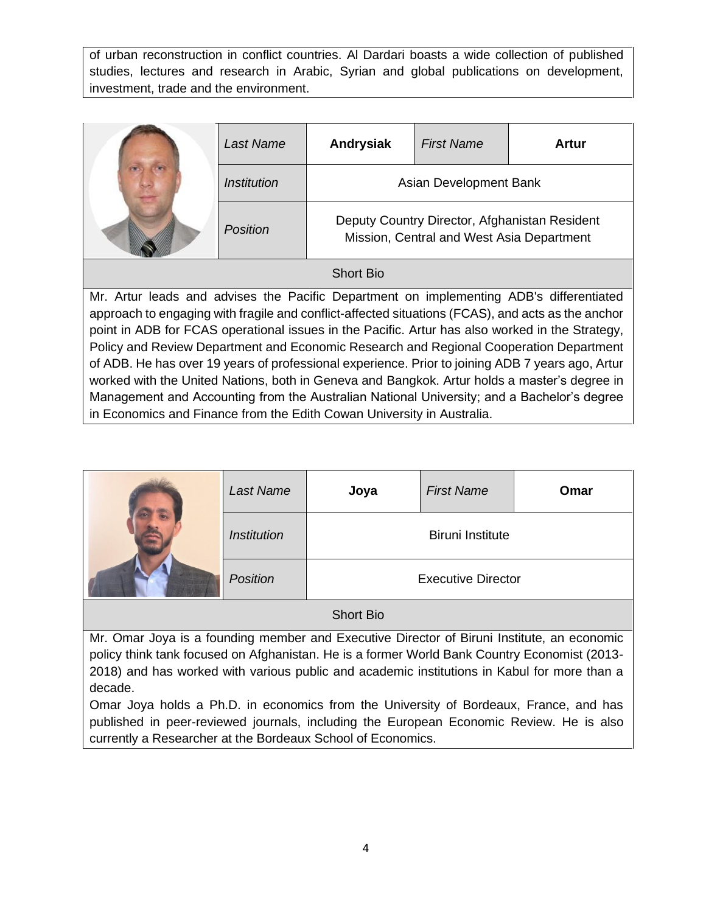of urban reconstruction in conflict countries. Al Dardari boasts a wide collection of published studies, lectures and research in Arabic, Syrian and global publications on development, investment, trade and the environment.

| *Last Name* | **Andrysiak** | *First Name* | **Artur** |
|---|---|---|---|
| *Institution* | Asian Development Bank | | |
| *Position* | Deputy Country Director, Afghanistan Resident Mission, Central and West Asia Department | | |

Short Bio

Mr. Artur leads and advises the Pacific Department on implementing ADB's differentiated approach to engaging with fragile and conflict-affected situations (FCAS), and acts as the anchor point in ADB for FCAS operational issues in the Pacific. Artur has also worked in the Strategy, Policy and Review Department and Economic Research and Regional Cooperation Department of ADB. He has over 19 years of professional experience. Prior to joining ADB 7 years ago, Artur worked with the United Nations, both in Geneva and Bangkok. Artur holds a master's degree in Management and Accounting from the Australian National University; and a Bachelor's degree in Economics and Finance from the Edith Cowan University in Australia.

| *Last Name* | **Joya** | *First Name* | **Omar** |
|---|---|---|---|
| *Institution* | Biruni Institute | | |
| *Position* | Executive Director | | |

Short Bio

Mr. Omar Joya is a founding member and Executive Director of Biruni Institute, an economic policy think tank focused on Afghanistan. He is a former World Bank Country Economist (2013-2018) and has worked with various public and academic institutions in Kabul for more than a decade.

Omar Joya holds a Ph.D. in economics from the University of Bordeaux, France, and has published in peer-reviewed journals, including the European Economic Review. He is also currently a Researcher at the Bordeaux School of Economics.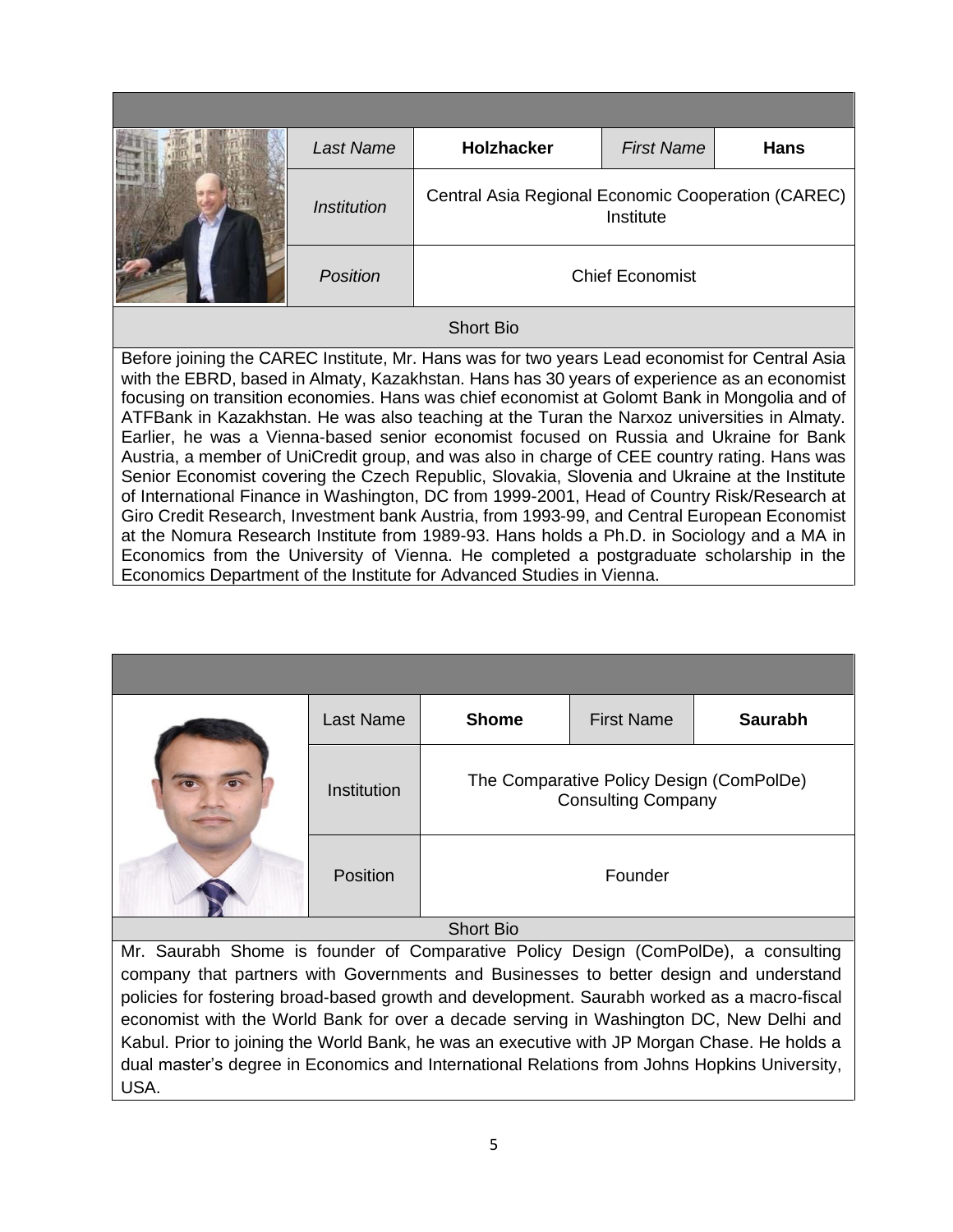| Last Name | **Holzhacker** | First Name | **Hans** |
|---|---|---|---|
| *Institution* | Central Asia Regional Economic Cooperation (CAREC) Institute | | |
| *Position* | Chief Economist | | |

Short Bio

Before joining the CAREC Institute, Mr. Hans was for two years Lead economist for Central Asia with the EBRD, based in Almaty, Kazakhstan. Hans has 30 years of experience as an economist focusing on transition economies. Hans was chief economist at Golomt Bank in Mongolia and of ATFBank in Kazakhstan. He was also teaching at the Turan the Narxoz universities in Almaty. Earlier, he was a Vienna-based senior economist focused on Russia and Ukraine for Bank Austria, a member of UniCredit group, and was also in charge of CEE country rating. Hans was Senior Economist covering the Czech Republic, Slovakia, Slovenia and Ukraine at the Institute of International Finance in Washington, DC from 1999-2001, Head of Country Risk/Research at Giro Credit Research, Investment bank Austria, from 1993-99, and Central European Economist at the Nomura Research Institute from 1989-93. Hans holds a Ph.D. in Sociology and a MA in Economics from the University of Vienna. He completed a postgraduate scholarship in the Economics Department of the Institute for Advanced Studies in Vienna.

| Last Name | **Shome** | First Name | **Saurabh** |
|---|---|---|---|
| Institution | The Comparative Policy Design (ComPolDe) Consulting Company | | |
| Position | Founder | | |

Short Bio

Mr. Saurabh Shome is founder of Comparative Policy Design (ComPolDe), a consulting company that partners with Governments and Businesses to better design and understand policies for fostering broad-based growth and development. Saurabh worked as a macro-fiscal economist with the World Bank for over a decade serving in Washington DC, New Delhi and Kabul. Prior to joining the World Bank, he was an executive with JP Morgan Chase. He holds a dual master's degree in Economics and International Relations from Johns Hopkins University, USA.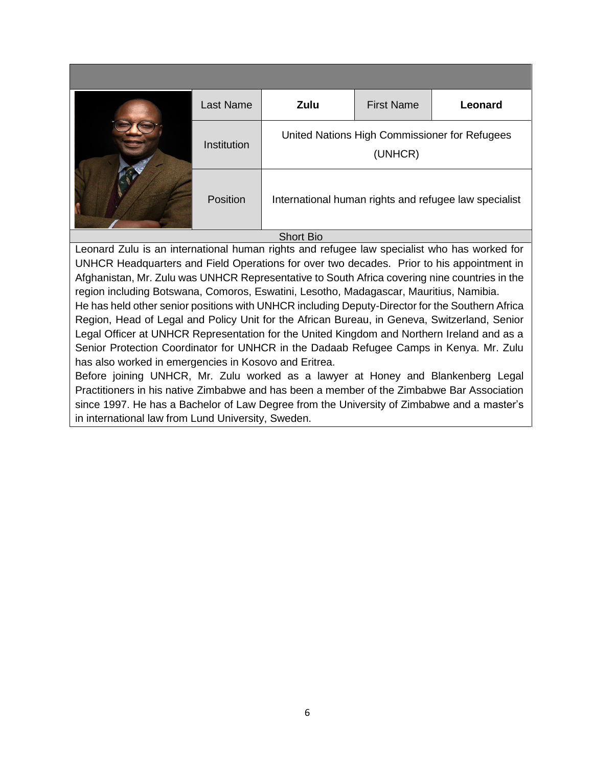| | | | | |
|---|---|---|---|---|
| | Last Name | **Zulu** | First Name | **Leonard** |
| | Institution | United Nations High Commissioner for Refugees (UNHCR) | | |
| | Position | International human rights and refugee law specialist | | |

Short Bio

Leonard Zulu is an international human rights and refugee law specialist who has worked for UNHCR Headquarters and Field Operations for over two decades. Prior to his appointment in Afghanistan, Mr. Zulu was UNHCR Representative to South Africa covering nine countries in the region including Botswana, Comoros, Eswatini, Lesotho, Madagascar, Mauritius, Namibia.

He has held other senior positions with UNHCR including Deputy-Director for the Southern Africa Region, Head of Legal and Policy Unit for the African Bureau, in Geneva, Switzerland, Senior Legal Officer at UNHCR Representation for the United Kingdom and Northern Ireland and as a Senior Protection Coordinator for UNHCR in the Dadaab Refugee Camps in Kenya. Mr. Zulu has also worked in emergencies in Kosovo and Eritrea.

Before joining UNHCR, Mr. Zulu worked as a lawyer at Honey and Blankenberg Legal Practitioners in his native Zimbabwe and has been a member of the Zimbabwe Bar Association since 1997. He has a Bachelor of Law Degree from the University of Zimbabwe and a master's in international law from Lund University, Sweden.